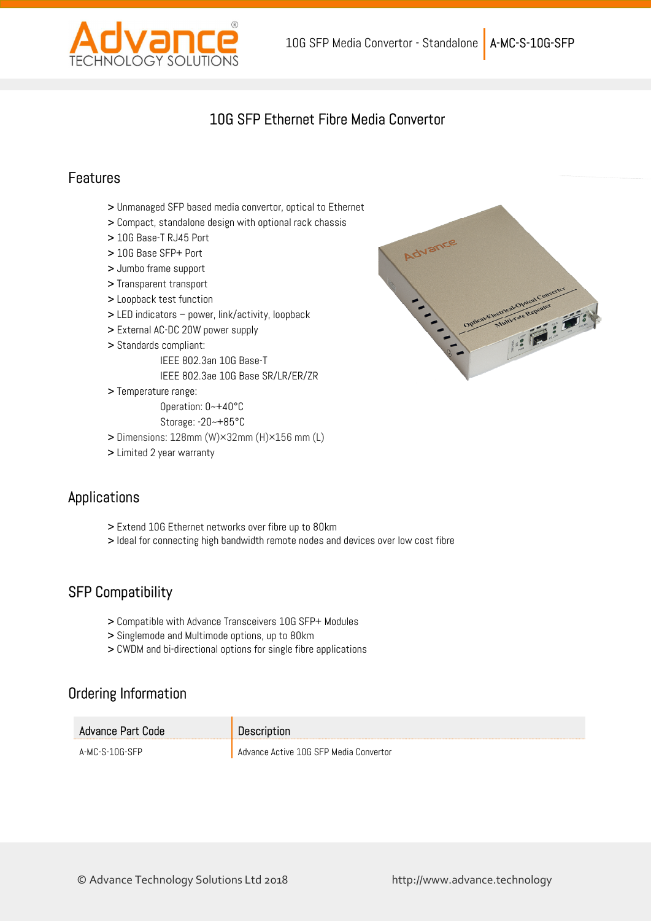# 10G SFP Ethernet Fibre Media Convertor

## Features

> Unmanaged SFP based media convertor, optical to Ethernet
> Compact, standalone design with optional rack chassis
> 10G Base-T RJ45 Port
> 10G Base SFP+ Port
> Jumbo frame support
> Transparent transport
> Loopback test function
> LED indicators – power, link/activity, loopback
> External AC-DC 20W power supply
> Standards compliant:
  IEEE 802.3an 10G Base-T
  IEEE 802.3ae 10G Base SR/LR/ER/ZR
> Temperature range:
  Operation: 0~+40°C
  Storage: -20~+85°C
> Dimensions: 128mm (W)×32mm (H)×156 mm (L)
> Limited 2 year warranty

## Applications

> Extend 10G Ethernet networks over fibre up to 80km
> Ideal for connecting high bandwidth remote nodes and devices over low cost fibre

## SFP Compatibility

> Compatible with Advance Transceivers 10G SFP+ Modules
> Singlemode and Multimode options, up to 80km
> CWDM and bi-directional options for single fibre applications

## Ordering Information

| Advance Part Code | Description |
|---|---|
| A-MC-S-10G-SFP | Advance Active 10G SFP Media Convertor |

© Advance Technology Solutions Ltd 2018 http://www.advance.technology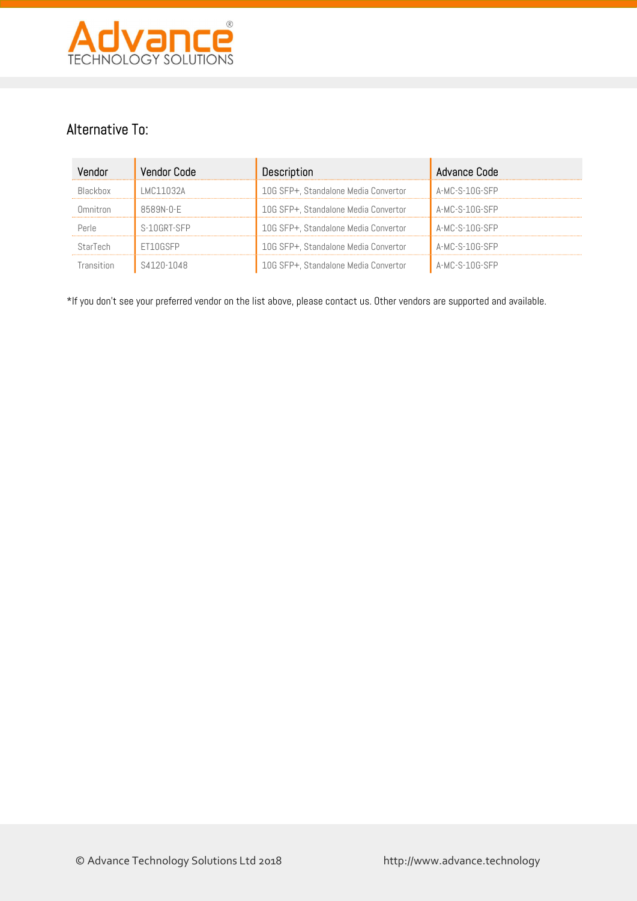## Alternative To:

| Vendor | Vendor Code | Description | Advance Code |
|---|---|---|---|
| Blackbox | LMC11032A | 10G SFP+, Standalone Media Convertor | A-MC-S-10G-SFP |
| Omnitron | 8589N-0-E | 10G SFP+, Standalone Media Convertor | A-MC-S-10G-SFP |
| Perle | S-10GRT-SFP | 10G SFP+, Standalone Media Convertor | A-MC-S-10G-SFP |
| StarTech | ET10GSFP | 10G SFP+, Standalone Media Convertor | A-MC-S-10G-SFP |
| Transition | S4120-1048 | 10G SFP+, Standalone Media Convertor | A-MC-S-10G-SFP |

*If you don't see your preferred vendor on the list above, please contact us. Other vendors are supported and available.